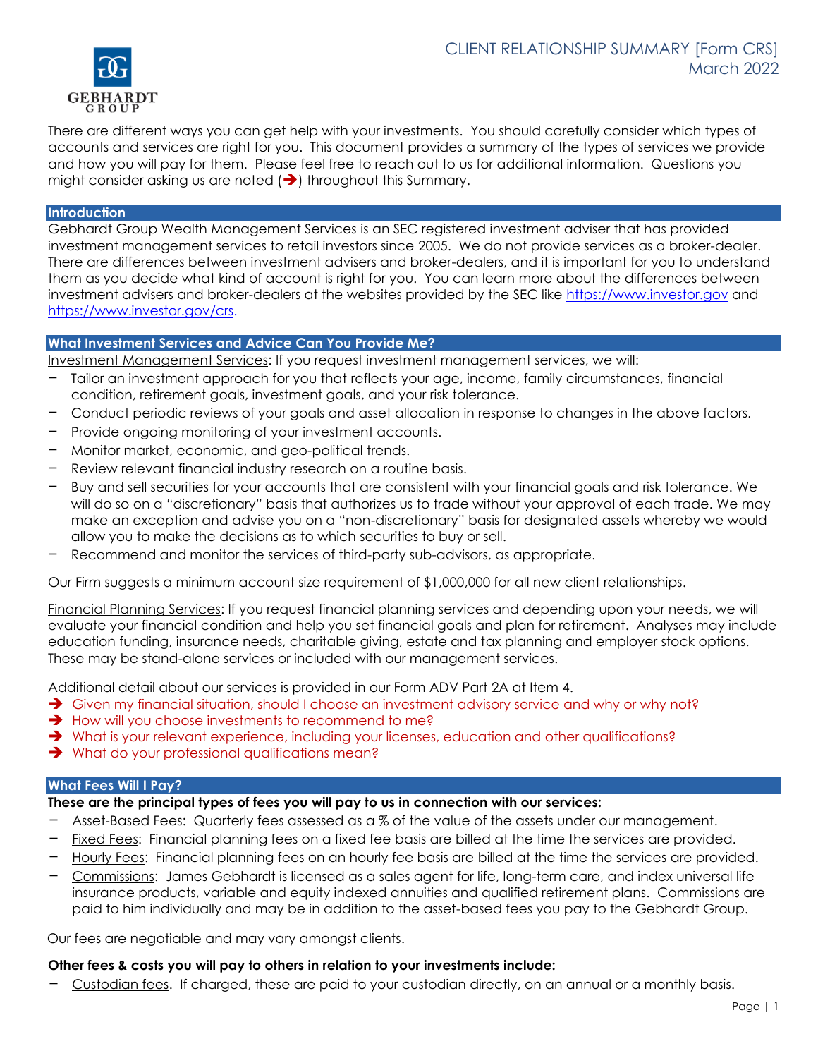# CLIENT RELATIONSHIP SUMMARY [Form CRS]

March 2022

GEBHARDT GROUP

There are different ways you can get help with your investments. You should carefully consider which types of accounts and services are right for you. This document provides a summary of the types of services we provide and how you will pay for them. Please feel free to reach out to us for additional information. Questions you might consider asking us are noted (➔) throughout this Summary.

## Introduction

Gebhardt Group Wealth Management Services is an SEC registered investment adviser that has provided investment management services to retail investors since 2005. We do not provide services as a broker-dealer. There are differences between investment advisers and broker-dealers, and it is important for you to understand them as you decide what kind of account is right for you. You can learn more about the differences between investment advisers and broker-dealers at the websites provided by the SEC like https://www.investor.gov and https://www.investor.gov/crs.

## What Investment Services and Advice Can You Provide Me?

Investment Management Services: If you request investment management services, we will:

- Tailor an investment approach for you that reflects your age, income, family circumstances, financial condition, retirement goals, investment goals, and your risk tolerance.
- Conduct periodic reviews of your goals and asset allocation in response to changes in the above factors.
- Provide ongoing monitoring of your investment accounts.
- Monitor market, economic, and geo-political trends.
- Review relevant financial industry research on a routine basis.
- Buy and sell securities for your accounts that are consistent with your financial goals and risk tolerance. We will do so on a "discretionary" basis that authorizes us to trade without your approval of each trade. We may make an exception and advise you on a "non-discretionary" basis for designated assets whereby we would allow you to make the decisions as to which securities to buy or sell.
- Recommend and monitor the services of third-party sub-advisors, as appropriate.

Our Firm suggests a minimum account size requirement of $1,000,000 for all new client relationships.

Financial Planning Services: If you request financial planning services and depending upon your needs, we will evaluate your financial condition and help you set financial goals and plan for retirement. Analyses may include education funding, insurance needs, charitable giving, estate and tax planning and employer stock options. These may be stand-alone services or included with our management services.

Additional detail about our services is provided in our Form ADV Part 2A at Item 4.

➔ Given my financial situation, should I choose an investment advisory service and why or why not?
➔ How will you choose investments to recommend to me?
➔ What is your relevant experience, including your licenses, education and other qualifications?
➔ What do your professional qualifications mean?

## What Fees Will I Pay?

**These are the principal types of fees you will pay to us in connection with our services:**

- Asset-Based Fees: Quarterly fees assessed as a % of the value of the assets under our management.
- Fixed Fees: Financial planning fees on a fixed fee basis are billed at the time the services are provided.
- Hourly Fees: Financial planning fees on an hourly fee basis are billed at the time the services are provided.
- Commissions: James Gebhardt is licensed as a sales agent for life, long-term care, and index universal life insurance products, variable and equity indexed annuities and qualified retirement plans. Commissions are paid to him individually and may be in addition to the asset-based fees you pay to the Gebhardt Group.

Our fees are negotiable and may vary amongst clients.

**Other fees & costs you will pay to others in relation to your investments include:**

- Custodian fees. If charged, these are paid to your custodian directly, on an annual or a monthly basis.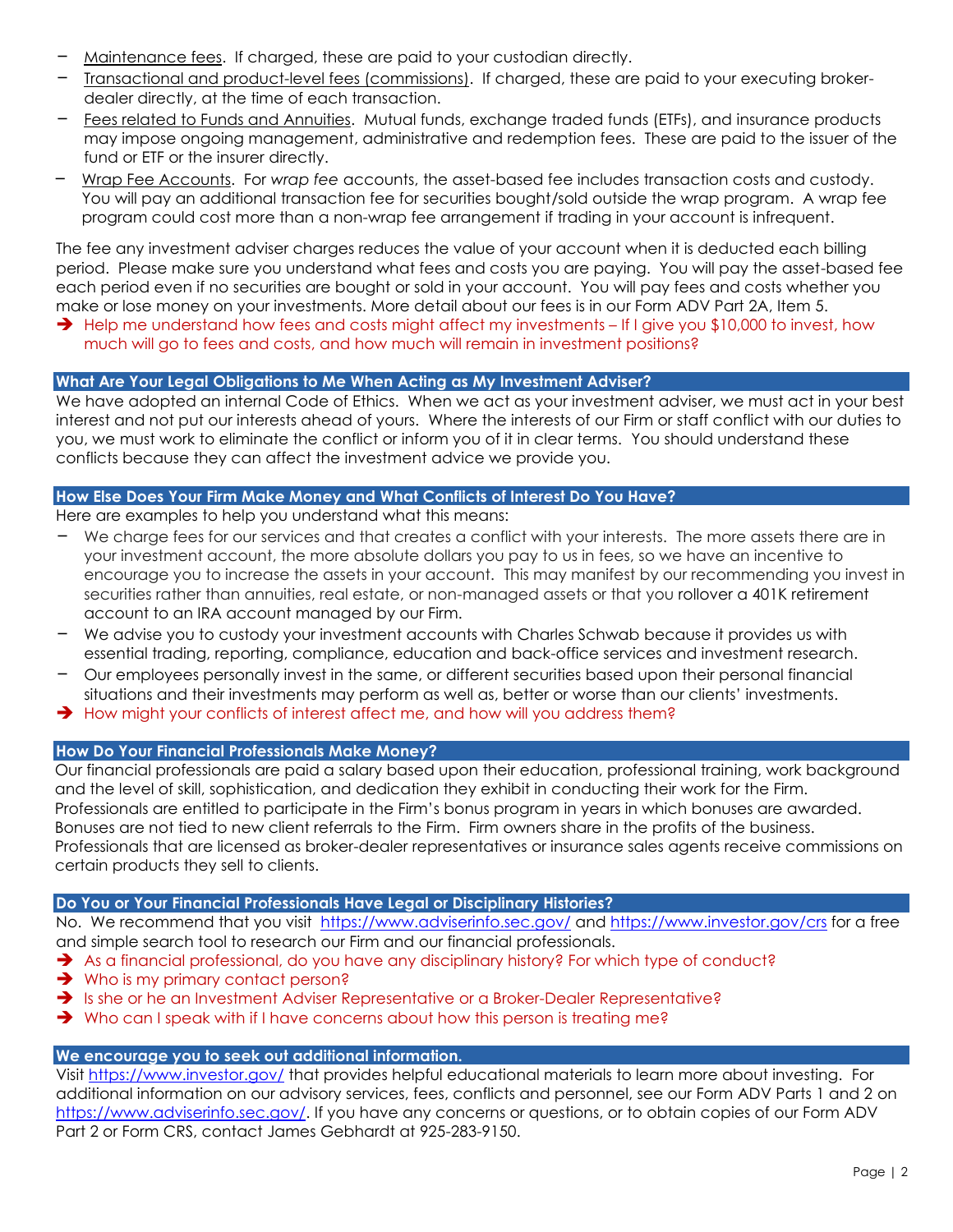- Maintenance fees. If charged, these are paid to your custodian directly.
- Transactional and product-level fees (commissions). If charged, these are paid to your executing broker-dealer directly, at the time of each transaction.
- Fees related to Funds and Annuities. Mutual funds, exchange traded funds (ETFs), and insurance products may impose ongoing management, administrative and redemption fees. These are paid to the issuer of the fund or ETF or the insurer directly.
- Wrap Fee Accounts. For *wrap fee* accounts, the asset-based fee includes transaction costs and custody. You will pay an additional transaction fee for securities bought/sold outside the wrap program. A wrap fee program could cost more than a non-wrap fee arrangement if trading in your account is infrequent.

The fee any investment adviser charges reduces the value of your account when it is deducted each billing period. Please make sure you understand what fees and costs you are paying. You will pay the asset-based fee each period even if no securities are bought or sold in your account. You will pay fees and costs whether you make or lose money on your investments. More detail about our fees is in our Form ADV Part 2A, Item 5.

➔ Help me understand how fees and costs might affect my investments – If I give you $10,000 to invest, how much will go to fees and costs, and how much will remain in investment positions?

## What Are Your Legal Obligations to Me When Acting as My Investment Adviser?

We have adopted an internal Code of Ethics. When we act as your investment adviser, we must act in your best interest and not put our interests ahead of yours. Where the interests of our Firm or staff conflict with our duties to you, we must work to eliminate the conflict or inform you of it in clear terms. You should understand these conflicts because they can affect the investment advice we provide you.

## How Else Does Your Firm Make Money and What Conflicts of Interest Do You Have?

Here are examples to help you understand what this means:

- We charge fees for our services and that creates a conflict with your interests. The more assets there are in your investment account, the more absolute dollars you pay to us in fees, so we have an incentive to encourage you to increase the assets in your account. This may manifest by our recommending you invest in securities rather than annuities, real estate, or non-managed assets or that you rollover a 401K retirement account to an IRA account managed by our Firm.
- We advise you to custody your investment accounts with Charles Schwab because it provides us with essential trading, reporting, compliance, education and back-office services and investment research.
- Our employees personally invest in the same, or different securities based upon their personal financial situations and their investments may perform as well as, better or worse than our clients' investments.

➔ How might your conflicts of interest affect me, and how will you address them?

## How Do Your Financial Professionals Make Money?

Our financial professionals are paid a salary based upon their education, professional training, work background and the level of skill, sophistication, and dedication they exhibit in conducting their work for the Firm. Professionals are entitled to participate in the Firm's bonus program in years in which bonuses are awarded. Bonuses are not tied to new client referrals to the Firm. Firm owners share in the profits of the business. Professionals that are licensed as broker-dealer representatives or insurance sales agents receive commissions on certain products they sell to clients.

## Do You or Your Financial Professionals Have Legal or Disciplinary Histories?

No. We recommend that you visit https://www.adviserinfo.sec.gov/ and https://www.investor.gov/crs for a free and simple search tool to research our Firm and our financial professionals.

➔ As a financial professional, do you have any disciplinary history? For which type of conduct?
➔ Who is my primary contact person?
➔ Is she or he an Investment Adviser Representative or a Broker-Dealer Representative?
➔ Who can I speak with if I have concerns about how this person is treating me?

## We encourage you to seek out additional information.

Visit https://www.investor.gov/ that provides helpful educational materials to learn more about investing. For additional information on our advisory services, fees, conflicts and personnel, see our Form ADV Parts 1 and 2 on https://www.adviserinfo.sec.gov/. If you have any concerns or questions, or to obtain copies of our Form ADV Part 2 or Form CRS, contact James Gebhardt at 925-283-9150.